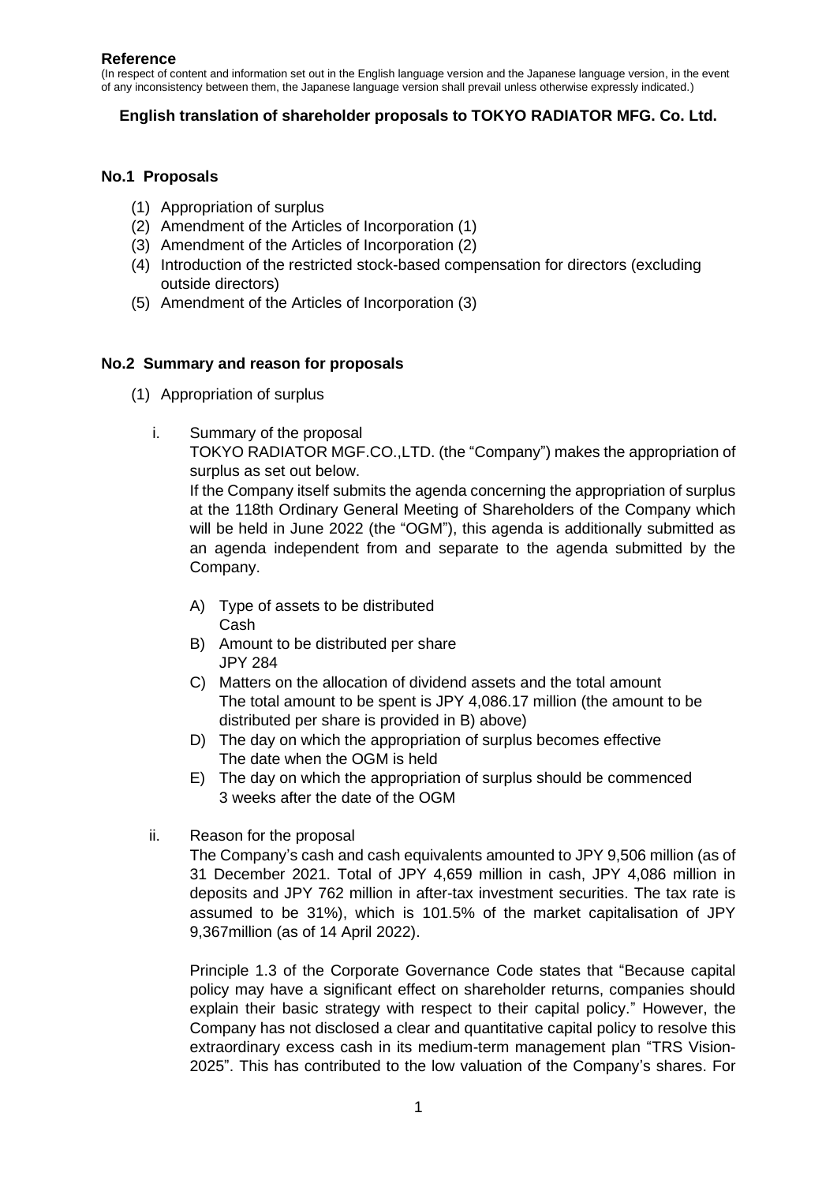**Reference**

(In respect of content and information set out in the English language version and the Japanese language version, in the event of any inconsistency between them, the Japanese language version shall prevail unless otherwise expressly indicated.)

**English translation of shareholder proposals to TOKYO RADIATOR MFG. Co. Ltd.**

## No.1 Proposals

(1) Appropriation of surplus
(2) Amendment of the Articles of Incorporation (1)
(3) Amendment of the Articles of Incorporation (2)
(4) Introduction of the restricted stock-based compensation for directors (excluding outside directors)
(5) Amendment of the Articles of Incorporation (3)

## No.2 Summary and reason for proposals

(1) Appropriation of surplus

i. Summary of the proposal

TOKYO RADIATOR MGF.CO.,LTD. (the "Company") makes the appropriation of surplus as set out below.

If the Company itself submits the agenda concerning the appropriation of surplus at the 118th Ordinary General Meeting of Shareholders of the Company which will be held in June 2022 (the "OGM"), this agenda is additionally submitted as an agenda independent from and separate to the agenda submitted by the Company.

A) Type of assets to be distributed
Cash

B) Amount to be distributed per share
JPY 284

C) Matters on the allocation of dividend assets and the total amount
The total amount to be spent is JPY 4,086.17 million (the amount to be distributed per share is provided in B) above)

D) The day on which the appropriation of surplus becomes effective
The date when the OGM is held

E) The day on which the appropriation of surplus should be commenced
3 weeks after the date of the OGM

ii. Reason for the proposal

The Company's cash and cash equivalents amounted to JPY 9,506 million (as of 31 December 2021. Total of JPY 4,659 million in cash, JPY 4,086 million in deposits and JPY 762 million in after-tax investment securities. The tax rate is assumed to be 31%), which is 101.5% of the market capitalisation of JPY 9,367million (as of 14 April 2022).

Principle 1.3 of the Corporate Governance Code states that "Because capital policy may have a significant effect on shareholder returns, companies should explain their basic strategy with respect to their capital policy." However, the Company has not disclosed a clear and quantitative capital policy to resolve this extraordinary excess cash in its medium-term management plan "TRS Vision-2025". This has contributed to the low valuation of the Company's shares. For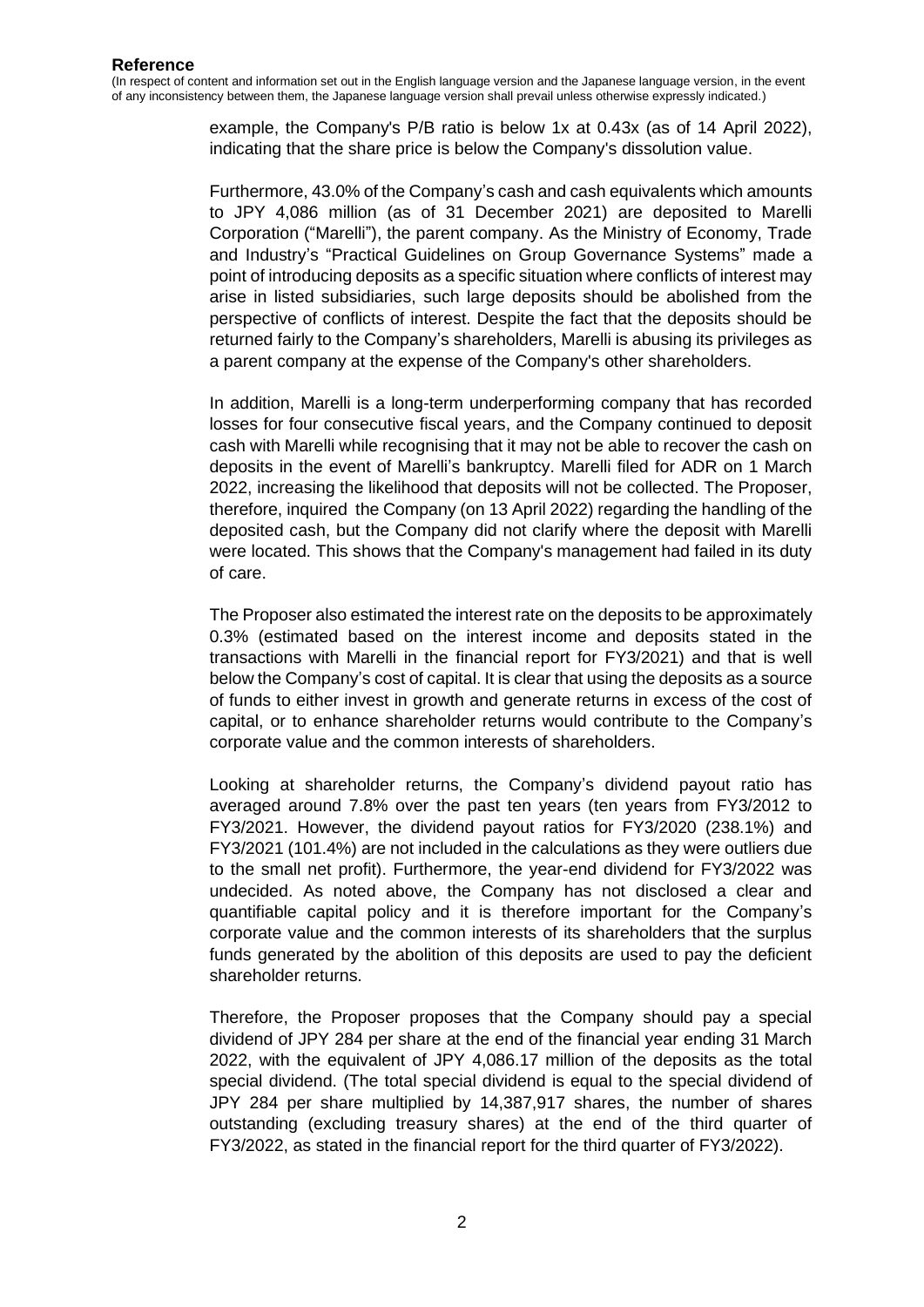**Reference**

(In respect of content and information set out in the English language version and the Japanese language version, in the event of any inconsistency between them, the Japanese language version shall prevail unless otherwise expressly indicated.)

example, the Company's P/B ratio is below 1x at 0.43x (as of 14 April 2022), indicating that the share price is below the Company's dissolution value.

Furthermore, 43.0% of the Company's cash and cash equivalents which amounts to JPY 4,086 million (as of 31 December 2021) are deposited to Marelli Corporation ("Marelli"), the parent company. As the Ministry of Economy, Trade and Industry's "Practical Guidelines on Group Governance Systems" made a point of introducing deposits as a specific situation where conflicts of interest may arise in listed subsidiaries, such large deposits should be abolished from the perspective of conflicts of interest. Despite the fact that the deposits should be returned fairly to the Company's shareholders, Marelli is abusing its privileges as a parent company at the expense of the Company's other shareholders.

In addition, Marelli is a long-term underperforming company that has recorded losses for four consecutive fiscal years, and the Company continued to deposit cash with Marelli while recognising that it may not be able to recover the cash on deposits in the event of Marelli's bankruptcy. Marelli filed for ADR on 1 March 2022, increasing the likelihood that deposits will not be collected. The Proposer, therefore, inquired the Company (on 13 April 2022) regarding the handling of the deposited cash, but the Company did not clarify where the deposit with Marelli were located. This shows that the Company's management had failed in its duty of care.

The Proposer also estimated the interest rate on the deposits to be approximately 0.3% (estimated based on the interest income and deposits stated in the transactions with Marelli in the financial report for FY3/2021) and that is well below the Company's cost of capital. It is clear that using the deposits as a source of funds to either invest in growth and generate returns in excess of the cost of capital, or to enhance shareholder returns would contribute to the Company's corporate value and the common interests of shareholders.

Looking at shareholder returns, the Company's dividend payout ratio has averaged around 7.8% over the past ten years (ten years from FY3/2012 to FY3/2021. However, the dividend payout ratios for FY3/2020 (238.1%) and FY3/2021 (101.4%) are not included in the calculations as they were outliers due to the small net profit). Furthermore, the year-end dividend for FY3/2022 was undecided. As noted above, the Company has not disclosed a clear and quantifiable capital policy and it is therefore important for the Company's corporate value and the common interests of its shareholders that the surplus funds generated by the abolition of this deposits are used to pay the deficient shareholder returns.

Therefore, the Proposer proposes that the Company should pay a special dividend of JPY 284 per share at the end of the financial year ending 31 March 2022, with the equivalent of JPY 4,086.17 million of the deposits as the total special dividend. (The total special dividend is equal to the special dividend of JPY 284 per share multiplied by 14,387,917 shares, the number of shares outstanding (excluding treasury shares) at the end of the third quarter of FY3/2022, as stated in the financial report for the third quarter of FY3/2022).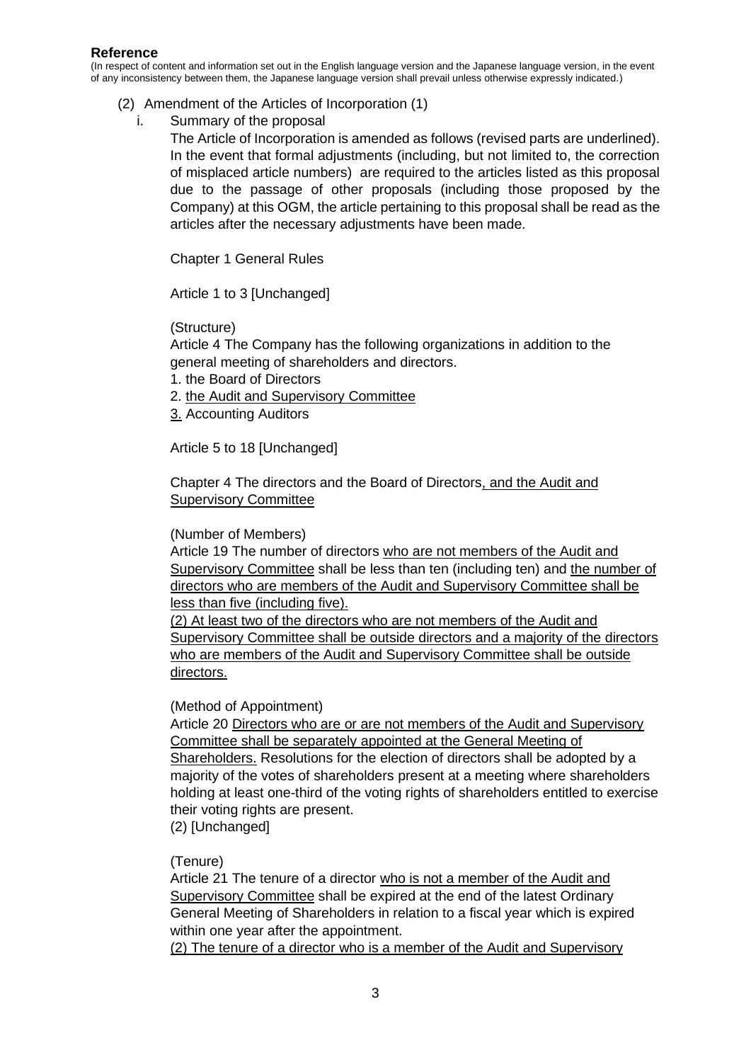**Reference**

(In respect of content and information set out in the English language version and the Japanese language version, in the event of any inconsistency between them, the Japanese language version shall prevail unless otherwise expressly indicated.)

(2) Amendment of the Articles of Incorporation (1)

i. Summary of the proposal

The Article of Incorporation is amended as follows (revised parts are underlined). In the event that formal adjustments (including, but not limited to, the correction of misplaced article numbers) are required to the articles listed as this proposal due to the passage of other proposals (including those proposed by the Company) at this OGM, the article pertaining to this proposal shall be read as the articles after the necessary adjustments have been made.

Chapter 1 General Rules

Article 1 to 3 [Unchanged]

(Structure)

Article 4 The Company has the following organizations in addition to the general meeting of shareholders and directors.

1. the Board of Directors
2. <u>the Audit and Supervisory Committee</u>
3. Accounting Auditors

Article 5 to 18 [Unchanged]

Chapter 4 The directors and the Board of Directors<u>, and the Audit and Supervisory Committee</u>

(Number of Members)

Article 19 The number of directors <u>who are not members of the Audit and Supervisory Committee</u> shall be less than ten (including ten) and <u>the number of directors who are members of the Audit and Supervisory Committee shall be less than five (including five).</u>

<u>(2) At least two of the directors who are not members of the Audit and Supervisory Committee shall be outside directors and a majority of the directors who are members of the Audit and Supervisory Committee shall be outside directors.</u>

(Method of Appointment)

Article 20 <u>Directors who are or are not members of the Audit and Supervisory Committee shall be separately appointed at the General Meeting of Shareholders.</u> Resolutions for the election of directors shall be adopted by a majority of the votes of shareholders present at a meeting where shareholders holding at least one-third of the voting rights of shareholders entitled to exercise their voting rights are present.

(2) [Unchanged]

(Tenure)

Article 21 The tenure of a director <u>who is not a member of the Audit and Supervisory Committee</u> shall be expired at the end of the latest Ordinary General Meeting of Shareholders in relation to a fiscal year which is expired within one year after the appointment.

<u>(2) The tenure of a director who is a member of the Audit and Supervisory</u>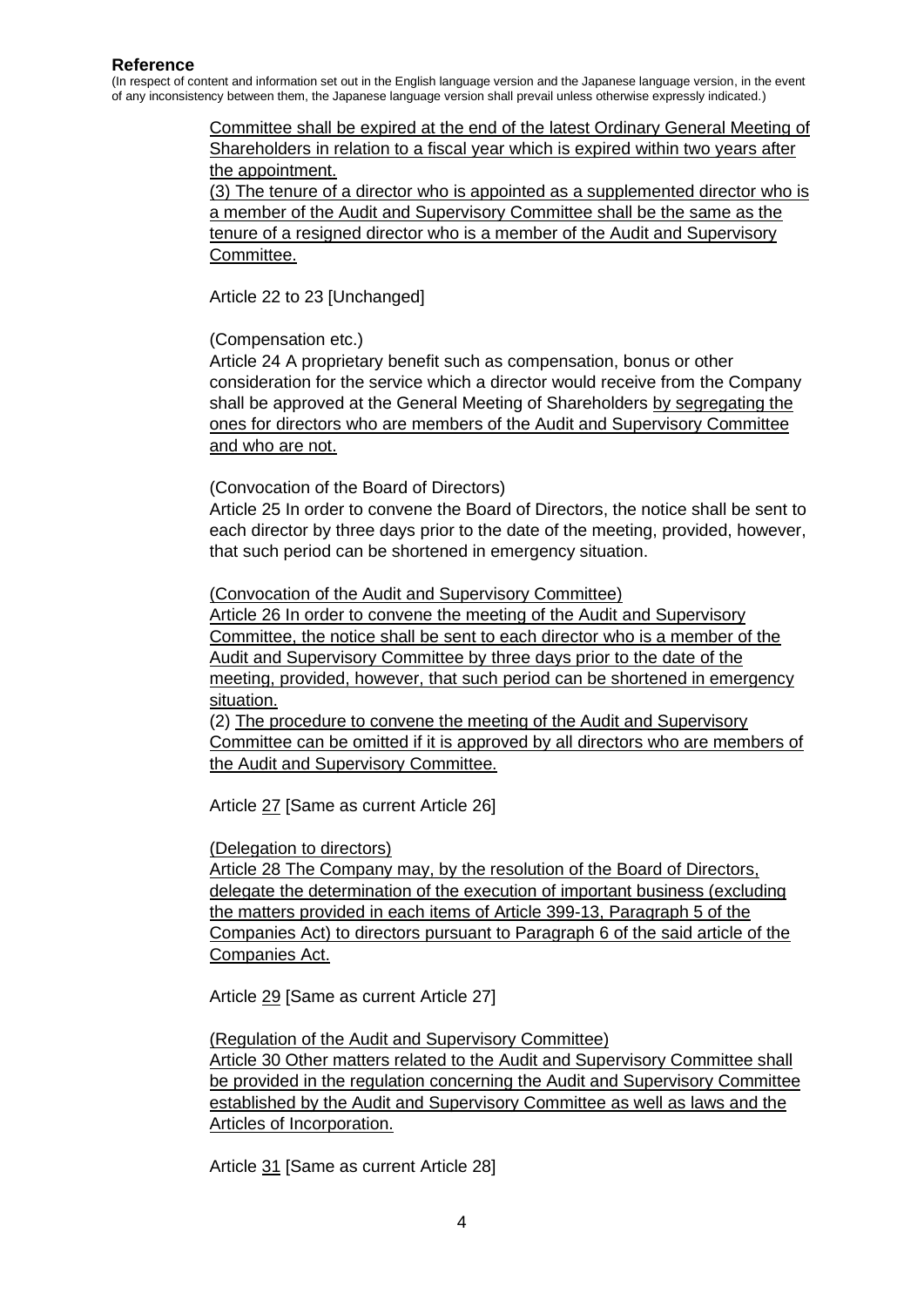**Reference**

(In respect of content and information set out in the English language version and the Japanese language version, in the event of any inconsistency between them, the Japanese language version shall prevail unless otherwise expressly indicated.)

Committee shall be expired at the end of the latest Ordinary General Meeting of Shareholders in relation to a fiscal year which is expired within two years after the appointment.

(3) The tenure of a director who is appointed as a supplemented director who is a member of the Audit and Supervisory Committee shall be the same as the tenure of a resigned director who is a member of the Audit and Supervisory Committee.

Article 22 to 23 [Unchanged]

(Compensation etc.)

Article 24 A proprietary benefit such as compensation, bonus or other consideration for the service which a director would receive from the Company shall be approved at the General Meeting of Shareholders by segregating the ones for directors who are members of the Audit and Supervisory Committee and who are not.

(Convocation of the Board of Directors)

Article 25 In order to convene the Board of Directors, the notice shall be sent to each director by three days prior to the date of the meeting, provided, however, that such period can be shortened in emergency situation.

(Convocation of the Audit and Supervisory Committee)

Article 26 In order to convene the meeting of the Audit and Supervisory Committee, the notice shall be sent to each director who is a member of the Audit and Supervisory Committee by three days prior to the date of the meeting, provided, however, that such period can be shortened in emergency situation.

(2) The procedure to convene the meeting of the Audit and Supervisory Committee can be omitted if it is approved by all directors who are members of the Audit and Supervisory Committee.

Article 27 [Same as current Article 26]

(Delegation to directors)

Article 28 The Company may, by the resolution of the Board of Directors, delegate the determination of the execution of important business (excluding the matters provided in each items of Article 399-13, Paragraph 5 of the Companies Act) to directors pursuant to Paragraph 6 of the said article of the Companies Act.

Article 29 [Same as current Article 27]

(Regulation of the Audit and Supervisory Committee)

Article 30 Other matters related to the Audit and Supervisory Committee shall be provided in the regulation concerning the Audit and Supervisory Committee established by the Audit and Supervisory Committee as well as laws and the Articles of Incorporation.

Article 31 [Same as current Article 28]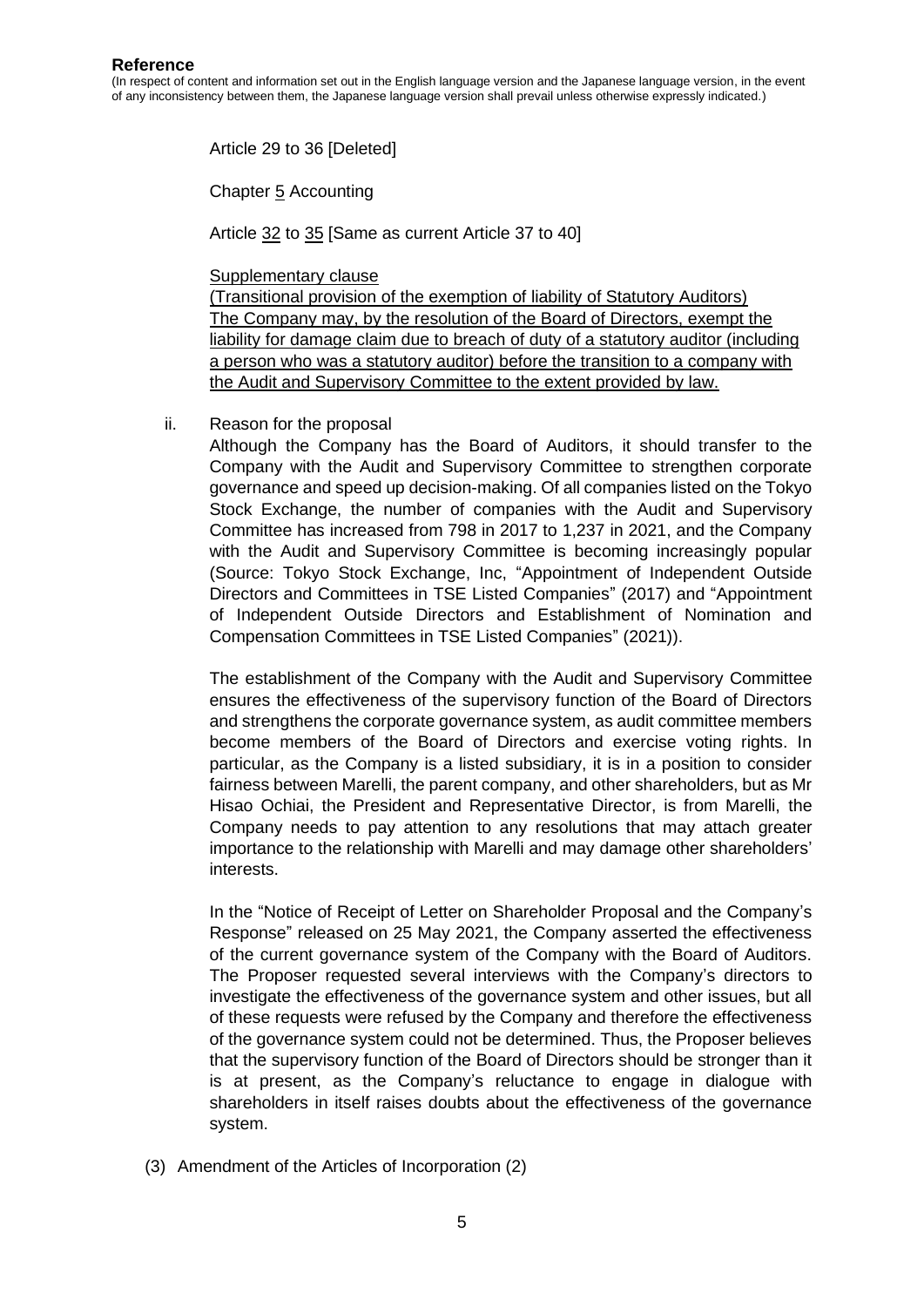**Reference**

(In respect of content and information set out in the English language version and the Japanese language version, in the event of any inconsistency between them, the Japanese language version shall prevail unless otherwise expressly indicated.)

Article 29 to 36 [Deleted]

Chapter <u>5</u> Accounting

Article <u>32</u> to <u>35</u> [Same as current Article 37 to 40]

<u>Supplementary clause</u>
<u>(Transitional provision of the exemption of liability of Statutory Auditors)</u>
<u>The Company may, by the resolution of the Board of Directors, exempt the liability for damage claim due to breach of duty of a statutory auditor (including a person who was a statutory auditor) before the transition to a company with the Audit and Supervisory Committee to the extent provided by law.</u>

ii. Reason for the proposal

Although the Company has the Board of Auditors, it should transfer to the Company with the Audit and Supervisory Committee to strengthen corporate governance and speed up decision-making. Of all companies listed on the Tokyo Stock Exchange, the number of companies with the Audit and Supervisory Committee has increased from 798 in 2017 to 1,237 in 2021, and the Company with the Audit and Supervisory Committee is becoming increasingly popular (Source: Tokyo Stock Exchange, Inc, "Appointment of Independent Outside Directors and Committees in TSE Listed Companies" (2017) and "Appointment of Independent Outside Directors and Establishment of Nomination and Compensation Committees in TSE Listed Companies" (2021)).

The establishment of the Company with the Audit and Supervisory Committee ensures the effectiveness of the supervisory function of the Board of Directors and strengthens the corporate governance system, as audit committee members become members of the Board of Directors and exercise voting rights. In particular, as the Company is a listed subsidiary, it is in a position to consider fairness between Marelli, the parent company, and other shareholders, but as Mr Hisao Ochiai, the President and Representative Director, is from Marelli, the Company needs to pay attention to any resolutions that may attach greater importance to the relationship with Marelli and may damage other shareholders' interests.

In the "Notice of Receipt of Letter on Shareholder Proposal and the Company's Response" released on 25 May 2021, the Company asserted the effectiveness of the current governance system of the Company with the Board of Auditors. The Proposer requested several interviews with the Company's directors to investigate the effectiveness of the governance system and other issues, but all of these requests were refused by the Company and therefore the effectiveness of the governance system could not be determined. Thus, the Proposer believes that the supervisory function of the Board of Directors should be stronger than it is at present, as the Company's reluctance to engage in dialogue with shareholders in itself raises doubts about the effectiveness of the governance system.

(3) Amendment of the Articles of Incorporation (2)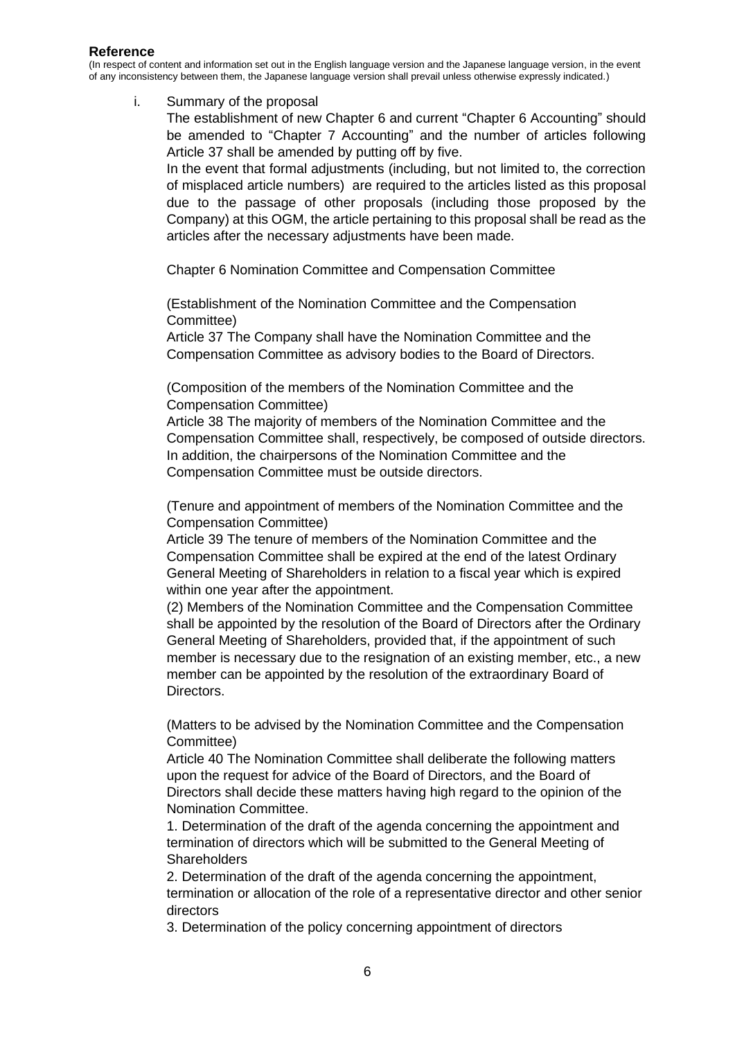**Reference**

(In respect of content and information set out in the English language version and the Japanese language version, in the event of any inconsistency between them, the Japanese language version shall prevail unless otherwise expressly indicated.)

i. Summary of the proposal

The establishment of new Chapter 6 and current "Chapter 6 Accounting" should be amended to "Chapter 7 Accounting" and the number of articles following Article 37 shall be amended by putting off by five.

In the event that formal adjustments (including, but not limited to, the correction of misplaced article numbers) are required to the articles listed as this proposal due to the passage of other proposals (including those proposed by the Company) at this OGM, the article pertaining to this proposal shall be read as the articles after the necessary adjustments have been made.

Chapter 6 Nomination Committee and Compensation Committee

(Establishment of the Nomination Committee and the Compensation Committee)

Article 37 The Company shall have the Nomination Committee and the Compensation Committee as advisory bodies to the Board of Directors.

(Composition of the members of the Nomination Committee and the Compensation Committee)

Article 38 The majority of members of the Nomination Committee and the Compensation Committee shall, respectively, be composed of outside directors. In addition, the chairpersons of the Nomination Committee and the Compensation Committee must be outside directors.

(Tenure and appointment of members of the Nomination Committee and the Compensation Committee)

Article 39 The tenure of members of the Nomination Committee and the Compensation Committee shall be expired at the end of the latest Ordinary General Meeting of Shareholders in relation to a fiscal year which is expired within one year after the appointment.

(2) Members of the Nomination Committee and the Compensation Committee shall be appointed by the resolution of the Board of Directors after the Ordinary General Meeting of Shareholders, provided that, if the appointment of such member is necessary due to the resignation of an existing member, etc., a new member can be appointed by the resolution of the extraordinary Board of Directors.

(Matters to be advised by the Nomination Committee and the Compensation Committee)

Article 40 The Nomination Committee shall deliberate the following matters upon the request for advice of the Board of Directors, and the Board of Directors shall decide these matters having high regard to the opinion of the Nomination Committee.

1. Determination of the draft of the agenda concerning the appointment and termination of directors which will be submitted to the General Meeting of Shareholders
2. Determination of the draft of the agenda concerning the appointment, termination or allocation of the role of a representative director and other senior directors
3. Determination of the policy concerning appointment of directors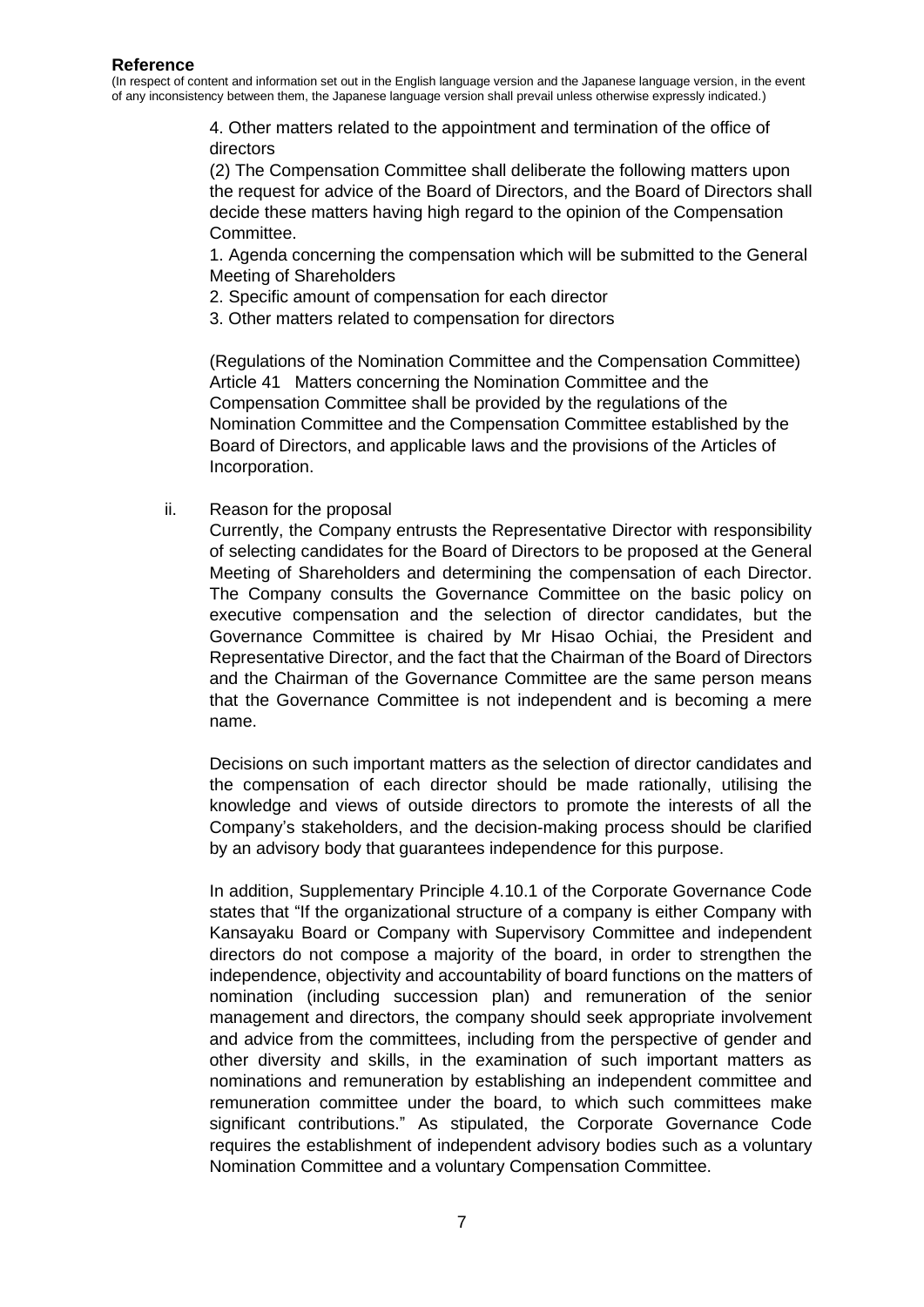**Reference**

(In respect of content and information set out in the English language version and the Japanese language version, in the event of any inconsistency between them, the Japanese language version shall prevail unless otherwise expressly indicated.)

4. Other matters related to the appointment and termination of the office of directors

(2) The Compensation Committee shall deliberate the following matters upon the request for advice of the Board of Directors, and the Board of Directors shall decide these matters having high regard to the opinion of the Compensation Committee.

1. Agenda concerning the compensation which will be submitted to the General Meeting of Shareholders
2. Specific amount of compensation for each director
3. Other matters related to compensation for directors

(Regulations of the Nomination Committee and the Compensation Committee)
Article 41 Matters concerning the Nomination Committee and the Compensation Committee shall be provided by the regulations of the Nomination Committee and the Compensation Committee established by the Board of Directors, and applicable laws and the provisions of the Articles of Incorporation.

ii. Reason for the proposal

Currently, the Company entrusts the Representative Director with responsibility of selecting candidates for the Board of Directors to be proposed at the General Meeting of Shareholders and determining the compensation of each Director. The Company consults the Governance Committee on the basic policy on executive compensation and the selection of director candidates, but the Governance Committee is chaired by Mr Hisao Ochiai, the President and Representative Director, and the fact that the Chairman of the Board of Directors and the Chairman of the Governance Committee are the same person means that the Governance Committee is not independent and is becoming a mere name.

Decisions on such important matters as the selection of director candidates and the compensation of each director should be made rationally, utilising the knowledge and views of outside directors to promote the interests of all the Company's stakeholders, and the decision-making process should be clarified by an advisory body that guarantees independence for this purpose.

In addition, Supplementary Principle 4.10.1 of the Corporate Governance Code states that "If the organizational structure of a company is either Company with Kansayaku Board or Company with Supervisory Committee and independent directors do not compose a majority of the board, in order to strengthen the independence, objectivity and accountability of board functions on the matters of nomination (including succession plan) and remuneration of the senior management and directors, the company should seek appropriate involvement and advice from the committees, including from the perspective of gender and other diversity and skills, in the examination of such important matters as nominations and remuneration by establishing an independent committee and remuneration committee under the board, to which such committees make significant contributions." As stipulated, the Corporate Governance Code requires the establishment of independent advisory bodies such as a voluntary Nomination Committee and a voluntary Compensation Committee.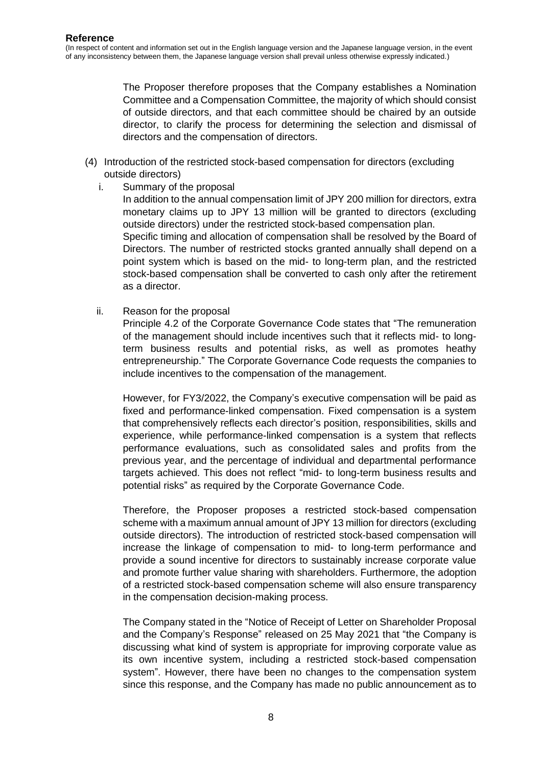**Reference**

(In respect of content and information set out in the English language version and the Japanese language version, in the event of any inconsistency between them, the Japanese language version shall prevail unless otherwise expressly indicated.)

The Proposer therefore proposes that the Company establishes a Nomination Committee and a Compensation Committee, the majority of which should consist of outside directors, and that each committee should be chaired by an outside director, to clarify the process for determining the selection and dismissal of directors and the compensation of directors.

(4) Introduction of the restricted stock-based compensation for directors (excluding outside directors)

i. Summary of the proposal

In addition to the annual compensation limit of JPY 200 million for directors, extra monetary claims up to JPY 13 million will be granted to directors (excluding outside directors) under the restricted stock-based compensation plan.

Specific timing and allocation of compensation shall be resolved by the Board of Directors. The number of restricted stocks granted annually shall depend on a point system which is based on the mid- to long-term plan, and the restricted stock-based compensation shall be converted to cash only after the retirement as a director.

ii. Reason for the proposal

Principle 4.2 of the Corporate Governance Code states that "The remuneration of the management should include incentives such that it reflects mid- to long-term business results and potential risks, as well as promotes heathy entrepreneurship." The Corporate Governance Code requests the companies to include incentives to the compensation of the management.

However, for FY3/2022, the Company's executive compensation will be paid as fixed and performance-linked compensation. Fixed compensation is a system that comprehensively reflects each director's position, responsibilities, skills and experience, while performance-linked compensation is a system that reflects performance evaluations, such as consolidated sales and profits from the previous year, and the percentage of individual and departmental performance targets achieved. This does not reflect "mid- to long-term business results and potential risks" as required by the Corporate Governance Code.

Therefore, the Proposer proposes a restricted stock-based compensation scheme with a maximum annual amount of JPY 13 million for directors (excluding outside directors). The introduction of restricted stock-based compensation will increase the linkage of compensation to mid- to long-term performance and provide a sound incentive for directors to sustainably increase corporate value and promote further value sharing with shareholders. Furthermore, the adoption of a restricted stock-based compensation scheme will also ensure transparency in the compensation decision-making process.

The Company stated in the "Notice of Receipt of Letter on Shareholder Proposal and the Company's Response" released on 25 May 2021 that "the Company is discussing what kind of system is appropriate for improving corporate value as its own incentive system, including a restricted stock-based compensation system". However, there have been no changes to the compensation system since this response, and the Company has made no public announcement as to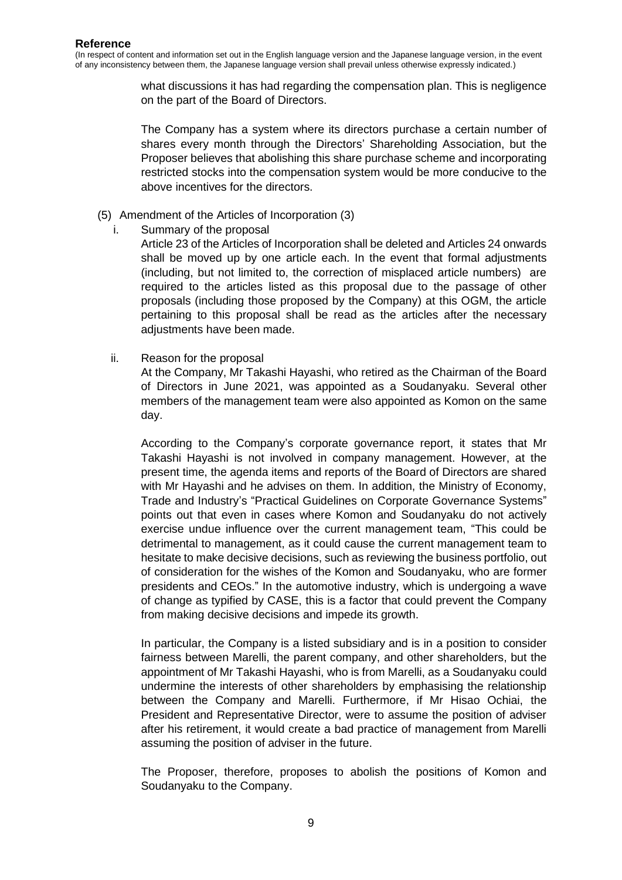**Reference**

(In respect of content and information set out in the English language version and the Japanese language version, in the event of any inconsistency between them, the Japanese language version shall prevail unless otherwise expressly indicated.)

what discussions it has had regarding the compensation plan. This is negligence on the part of the Board of Directors.

The Company has a system where its directors purchase a certain number of shares every month through the Directors' Shareholding Association, but the Proposer believes that abolishing this share purchase scheme and incorporating restricted stocks into the compensation system would be more conducive to the above incentives for the directors.

(5) Amendment of the Articles of Incorporation (3)

i. Summary of the proposal

Article 23 of the Articles of Incorporation shall be deleted and Articles 24 onwards shall be moved up by one article each. In the event that formal adjustments (including, but not limited to, the correction of misplaced article numbers) are required to the articles listed as this proposal due to the passage of other proposals (including those proposed by the Company) at this OGM, the article pertaining to this proposal shall be read as the articles after the necessary adjustments have been made.

ii. Reason for the proposal

At the Company, Mr Takashi Hayashi, who retired as the Chairman of the Board of Directors in June 2021, was appointed as a Soudanyaku. Several other members of the management team were also appointed as Komon on the same day.

According to the Company's corporate governance report, it states that Mr Takashi Hayashi is not involved in company management. However, at the present time, the agenda items and reports of the Board of Directors are shared with Mr Hayashi and he advises on them. In addition, the Ministry of Economy, Trade and Industry's "Practical Guidelines on Corporate Governance Systems" points out that even in cases where Komon and Soudanyaku do not actively exercise undue influence over the current management team, "This could be detrimental to management, as it could cause the current management team to hesitate to make decisive decisions, such as reviewing the business portfolio, out of consideration for the wishes of the Komon and Soudanyaku, who are former presidents and CEOs." In the automotive industry, which is undergoing a wave of change as typified by CASE, this is a factor that could prevent the Company from making decisive decisions and impede its growth.

In particular, the Company is a listed subsidiary and is in a position to consider fairness between Marelli, the parent company, and other shareholders, but the appointment of Mr Takashi Hayashi, who is from Marelli, as a Soudanyaku could undermine the interests of other shareholders by emphasising the relationship between the Company and Marelli. Furthermore, if Mr Hisao Ochiai, the President and Representative Director, were to assume the position of adviser after his retirement, it would create a bad practice of management from Marelli assuming the position of adviser in the future.

The Proposer, therefore, proposes to abolish the positions of Komon and Soudanyaku to the Company.